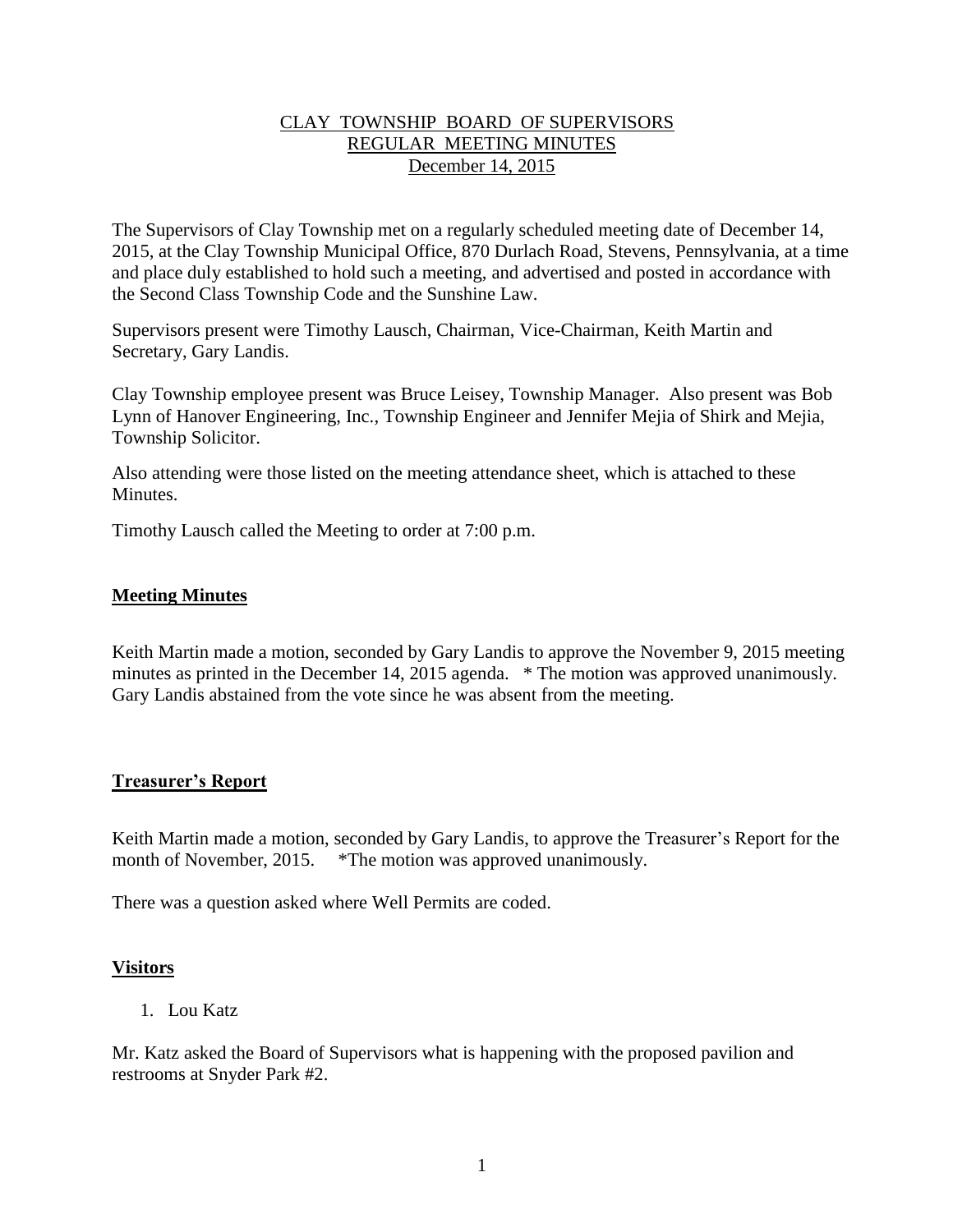# CLAY TOWNSHIP BOARD OF SUPERVISORS
## REGULAR MEETING MINUTES
### December 14, 2015

The Supervisors of Clay Township met on a regularly scheduled meeting date of December 14, 2015, at the Clay Township Municipal Office, 870 Durlach Road, Stevens, Pennsylvania, at a time and place duly established to hold such a meeting, and advertised and posted in accordance with the Second Class Township Code and the Sunshine Law.

Supervisors present were Timothy Lausch, Chairman, Vice-Chairman, Keith Martin and Secretary, Gary Landis.

Clay Township employee present was Bruce Leisey, Township Manager. Also present was Bob Lynn of Hanover Engineering, Inc., Township Engineer and Jennifer Mejia of Shirk and Mejia, Township Solicitor.

Also attending were those listed on the meeting attendance sheet, which is attached to these Minutes.

Timothy Lausch called the Meeting to order at 7:00 p.m.

**Meeting Minutes**

Keith Martin made a motion, seconded by Gary Landis to approve the November 9, 2015 meeting minutes as printed in the December 14, 2015 agenda. * The motion was approved unanimously. Gary Landis abstained from the vote since he was absent from the meeting.

**Treasurer's Report**

Keith Martin made a motion, seconded by Gary Landis, to approve the Treasurer's Report for the month of November, 2015. *The motion was approved unanimously.

There was a question asked where Well Permits are coded.

**Visitors**

1. Lou Katz

Mr. Katz asked the Board of Supervisors what is happening with the proposed pavilion and restrooms at Snyder Park #2.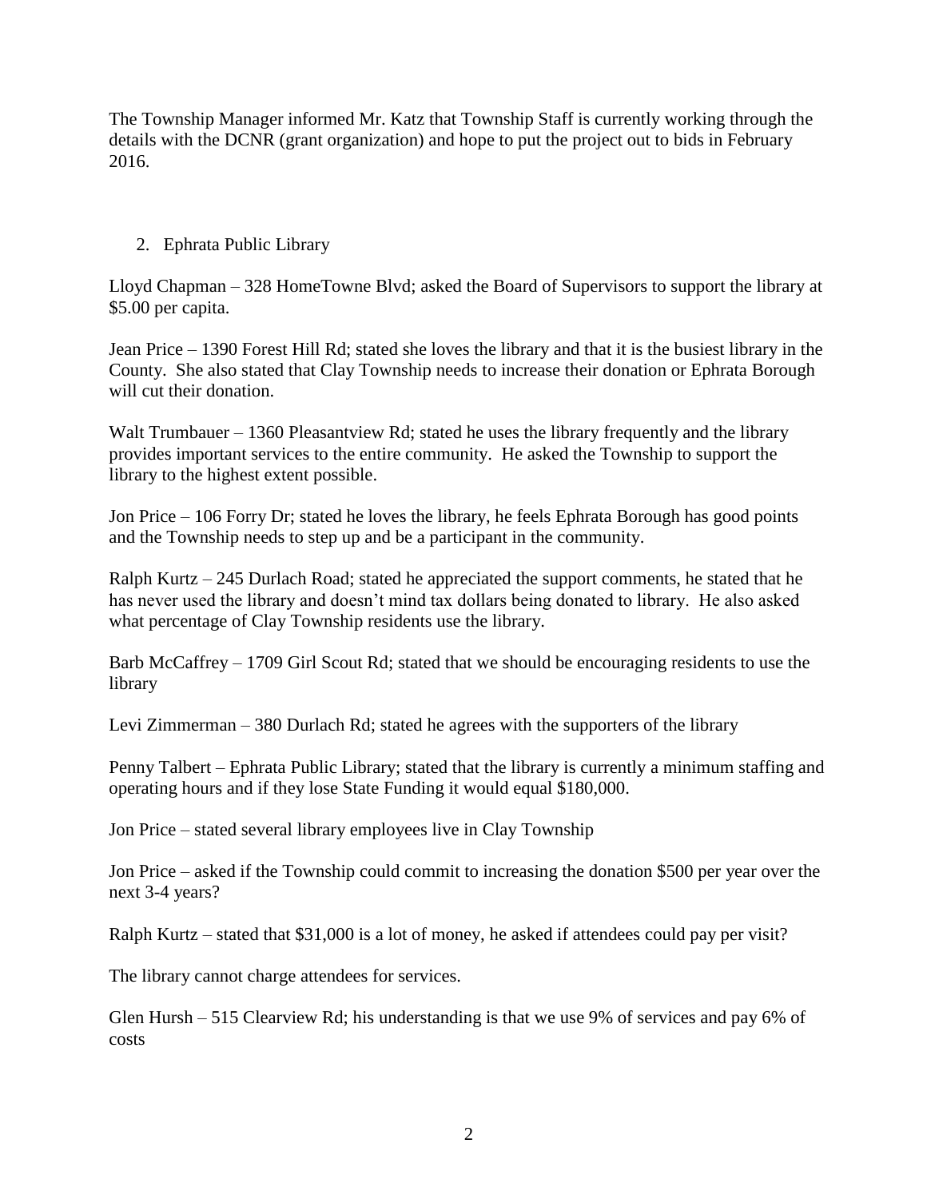The Township Manager informed Mr. Katz that Township Staff is currently working through the details with the DCNR (grant organization) and hope to put the project out to bids in February 2016.

2. Ephrata Public Library

Lloyd Chapman – 328 HomeTowne Blvd; asked the Board of Supervisors to support the library at $5.00 per capita.

Jean Price – 1390 Forest Hill Rd; stated she loves the library and that it is the busiest library in the County. She also stated that Clay Township needs to increase their donation or Ephrata Borough will cut their donation.

Walt Trumbauer – 1360 Pleasantview Rd; stated he uses the library frequently and the library provides important services to the entire community. He asked the Township to support the library to the highest extent possible.

Jon Price – 106 Forry Dr; stated he loves the library, he feels Ephrata Borough has good points and the Township needs to step up and be a participant in the community.

Ralph Kurtz – 245 Durlach Road; stated he appreciated the support comments, he stated that he has never used the library and doesn't mind tax dollars being donated to library. He also asked what percentage of Clay Township residents use the library.

Barb McCaffrey – 1709 Girl Scout Rd; stated that we should be encouraging residents to use the library

Levi Zimmerman – 380 Durlach Rd; stated he agrees with the supporters of the library

Penny Talbert – Ephrata Public Library; stated that the library is currently a minimum staffing and operating hours and if they lose State Funding it would equal $180,000.

Jon Price – stated several library employees live in Clay Township

Jon Price – asked if the Township could commit to increasing the donation $500 per year over the next 3-4 years?

Ralph Kurtz – stated that $31,000 is a lot of money, he asked if attendees could pay per visit?

The library cannot charge attendees for services.

Glen Hursh – 515 Clearview Rd; his understanding is that we use 9% of services and pay 6% of costs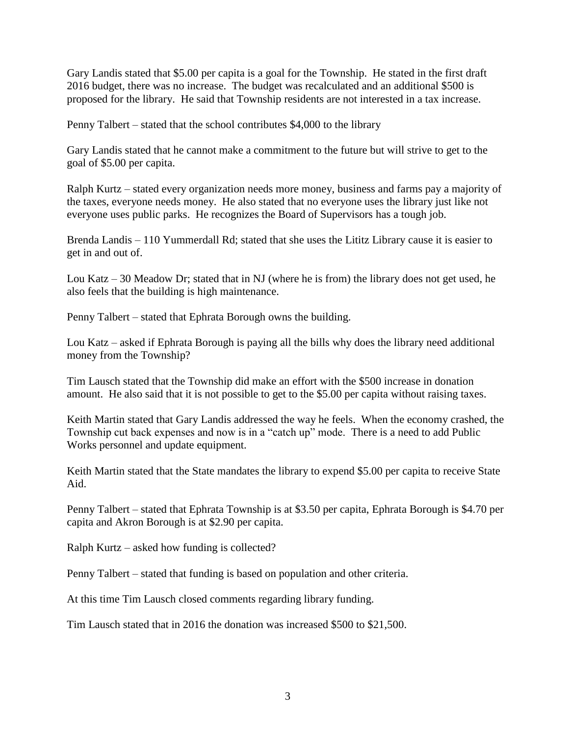Gary Landis stated that $5.00 per capita is a goal for the Township. He stated in the first draft 2016 budget, there was no increase. The budget was recalculated and an additional $500 is proposed for the library. He said that Township residents are not interested in a tax increase.

Penny Talbert – stated that the school contributes $4,000 to the library

Gary Landis stated that he cannot make a commitment to the future but will strive to get to the goal of $5.00 per capita.

Ralph Kurtz – stated every organization needs more money, business and farms pay a majority of the taxes, everyone needs money. He also stated that no everyone uses the library just like not everyone uses public parks. He recognizes the Board of Supervisors has a tough job.

Brenda Landis – 110 Yummerdall Rd; stated that she uses the Lititz Library cause it is easier to get in and out of.

Lou Katz – 30 Meadow Dr; stated that in NJ (where he is from) the library does not get used, he also feels that the building is high maintenance.

Penny Talbert – stated that Ephrata Borough owns the building.

Lou Katz – asked if Ephrata Borough is paying all the bills why does the library need additional money from the Township?

Tim Lausch stated that the Township did make an effort with the $500 increase in donation amount. He also said that it is not possible to get to the $5.00 per capita without raising taxes.

Keith Martin stated that Gary Landis addressed the way he feels. When the economy crashed, the Township cut back expenses and now is in a "catch up" mode. There is a need to add Public Works personnel and update equipment.

Keith Martin stated that the State mandates the library to expend $5.00 per capita to receive State Aid.

Penny Talbert – stated that Ephrata Township is at $3.50 per capita, Ephrata Borough is $4.70 per capita and Akron Borough is at $2.90 per capita.

Ralph Kurtz – asked how funding is collected?

Penny Talbert – stated that funding is based on population and other criteria.

At this time Tim Lausch closed comments regarding library funding.

Tim Lausch stated that in 2016 the donation was increased $500 to $21,500.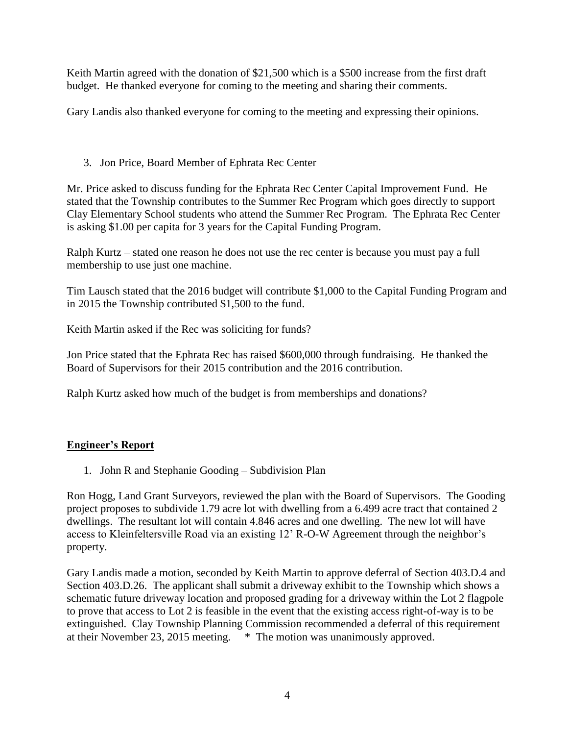Keith Martin agreed with the donation of $21,500 which is a $500 increase from the first draft budget. He thanked everyone for coming to the meeting and sharing their comments.

Gary Landis also thanked everyone for coming to the meeting and expressing their opinions.

3. Jon Price, Board Member of Ephrata Rec Center

Mr. Price asked to discuss funding for the Ephrata Rec Center Capital Improvement Fund. He stated that the Township contributes to the Summer Rec Program which goes directly to support Clay Elementary School students who attend the Summer Rec Program. The Ephrata Rec Center is asking $1.00 per capita for 3 years for the Capital Funding Program.

Ralph Kurtz – stated one reason he does not use the rec center is because you must pay a full membership to use just one machine.

Tim Lausch stated that the 2016 budget will contribute $1,000 to the Capital Funding Program and in 2015 the Township contributed $1,500 to the fund.

Keith Martin asked if the Rec was soliciting for funds?

Jon Price stated that the Ephrata Rec has raised $600,000 through fundraising. He thanked the Board of Supervisors for their 2015 contribution and the 2016 contribution.

Ralph Kurtz asked how much of the budget is from memberships and donations?

## **Engineer's Report**

1. John R and Stephanie Gooding – Subdivision Plan

Ron Hogg, Land Grant Surveyors, reviewed the plan with the Board of Supervisors. The Gooding project proposes to subdivide 1.79 acre lot with dwelling from a 6.499 acre tract that contained 2 dwellings. The resultant lot will contain 4.846 acres and one dwelling. The new lot will have access to Kleinfeltersville Road via an existing 12' R-O-W Agreement through the neighbor's property.

Gary Landis made a motion, seconded by Keith Martin to approve deferral of Section 403.D.4 and Section 403.D.26. The applicant shall submit a driveway exhibit to the Township which shows a schematic future driveway location and proposed grading for a driveway within the Lot 2 flagpole to prove that access to Lot 2 is feasible in the event that the existing access right-of-way is to be extinguished. Clay Township Planning Commission recommended a deferral of this requirement at their November 23, 2015 meeting. * The motion was unanimously approved.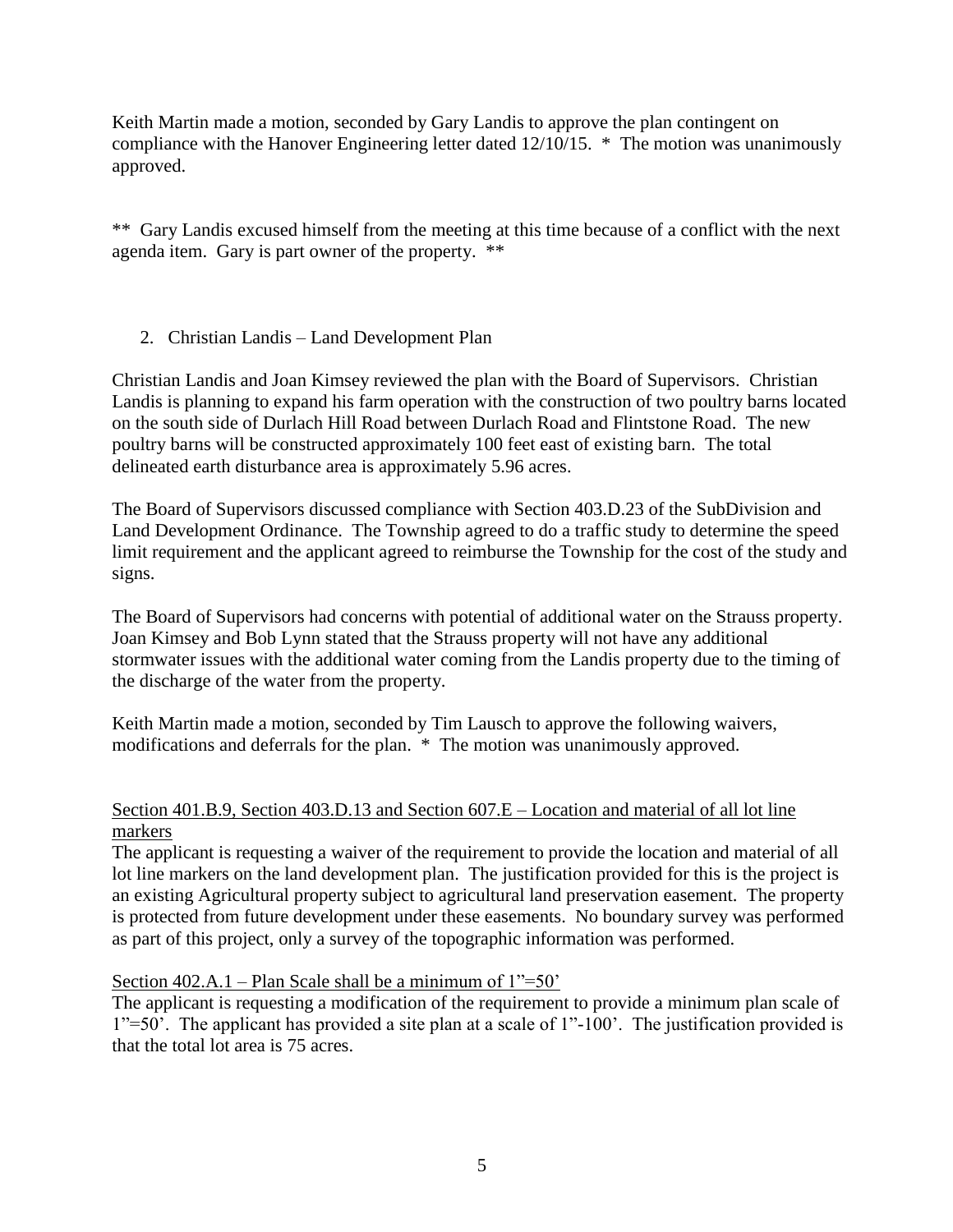Keith Martin made a motion, seconded by Gary Landis to approve the plan contingent on compliance with the Hanover Engineering letter dated 12/10/15. * The motion was unanimously approved.

** Gary Landis excused himself from the meeting at this time because of a conflict with the next agenda item. Gary is part owner of the property. **

2. Christian Landis – Land Development Plan

Christian Landis and Joan Kimsey reviewed the plan with the Board of Supervisors. Christian Landis is planning to expand his farm operation with the construction of two poultry barns located on the south side of Durlach Hill Road between Durlach Road and Flintstone Road. The new poultry barns will be constructed approximately 100 feet east of existing barn. The total delineated earth disturbance area is approximately 5.96 acres.

The Board of Supervisors discussed compliance with Section 403.D.23 of the SubDivision and Land Development Ordinance. The Township agreed to do a traffic study to determine the speed limit requirement and the applicant agreed to reimburse the Township for the cost of the study and signs.

The Board of Supervisors had concerns with potential of additional water on the Strauss property. Joan Kimsey and Bob Lynn stated that the Strauss property will not have any additional stormwater issues with the additional water coming from the Landis property due to the timing of the discharge of the water from the property.

Keith Martin made a motion, seconded by Tim Lausch to approve the following waivers, modifications and deferrals for the plan. * The motion was unanimously approved.

<u>Section 401.B.9, Section 403.D.13 and Section 607.E – Location and material of all lot line markers</u>

The applicant is requesting a waiver of the requirement to provide the location and material of all lot line markers on the land development plan. The justification provided for this is the project is an existing Agricultural property subject to agricultural land preservation easement. The property is protected from future development under these easements. No boundary survey was performed as part of this project, only a survey of the topographic information was performed.

<u>Section 402.A.1 – Plan Scale shall be a minimum of 1"=50'</u>

The applicant is requesting a modification of the requirement to provide a minimum plan scale of 1"=50'. The applicant has provided a site plan at a scale of 1"-100'. The justification provided is that the total lot area is 75 acres.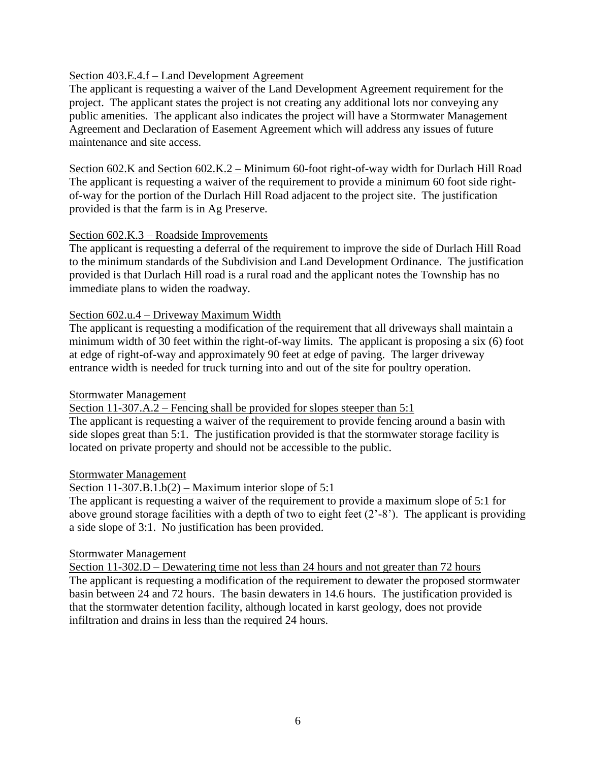Section 403.E.4.f – Land Development Agreement

The applicant is requesting a waiver of the Land Development Agreement requirement for the project. The applicant states the project is not creating any additional lots nor conveying any public amenities. The applicant also indicates the project will have a Stormwater Management Agreement and Declaration of Easement Agreement which will address any issues of future maintenance and site access.

Section 602.K and Section 602.K.2 – Minimum 60-foot right-of-way width for Durlach Hill Road

The applicant is requesting a waiver of the requirement to provide a minimum 60 foot side right-of-way for the portion of the Durlach Hill Road adjacent to the project site. The justification provided is that the farm is in Ag Preserve.

Section 602.K.3 – Roadside Improvements

The applicant is requesting a deferral of the requirement to improve the side of Durlach Hill Road to the minimum standards of the Subdivision and Land Development Ordinance. The justification provided is that Durlach Hill road is a rural road and the applicant notes the Township has no immediate plans to widen the roadway.

Section 602.u.4 – Driveway Maximum Width

The applicant is requesting a modification of the requirement that all driveways shall maintain a minimum width of 30 feet within the right-of-way limits. The applicant is proposing a six (6) foot at edge of right-of-way and approximately 90 feet at edge of paving. The larger driveway entrance width is needed for truck turning into and out of the site for poultry operation.

Stormwater Management

Section 11-307.A.2 – Fencing shall be provided for slopes steeper than 5:1

The applicant is requesting a waiver of the requirement to provide fencing around a basin with side slopes great than 5:1. The justification provided is that the stormwater storage facility is located on private property and should not be accessible to the public.

Stormwater Management

Section 11-307.B.1.b(2) – Maximum interior slope of 5:1

The applicant is requesting a waiver of the requirement to provide a maximum slope of 5:1 for above ground storage facilities with a depth of two to eight feet (2'-8'). The applicant is providing a side slope of 3:1. No justification has been provided.

Stormwater Management

Section 11-302.D – Dewatering time not less than 24 hours and not greater than 72 hours

The applicant is requesting a modification of the requirement to dewater the proposed stormwater basin between 24 and 72 hours. The basin dewaters in 14.6 hours. The justification provided is that the stormwater detention facility, although located in karst geology, does not provide infiltration and drains in less than the required 24 hours.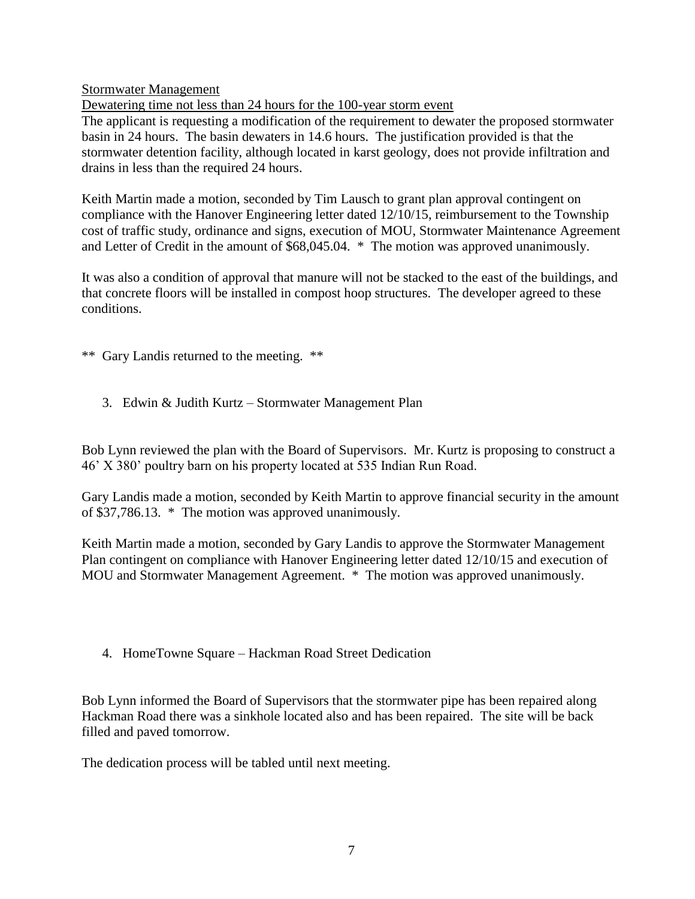Stormwater Management

Dewatering time not less than 24 hours for the 100-year storm event

The applicant is requesting a modification of the requirement to dewater the proposed stormwater basin in 24 hours. The basin dewaters in 14.6 hours. The justification provided is that the stormwater detention facility, although located in karst geology, does not provide infiltration and drains in less than the required 24 hours.

Keith Martin made a motion, seconded by Tim Lausch to grant plan approval contingent on compliance with the Hanover Engineering letter dated 12/10/15, reimbursement to the Township cost of traffic study, ordinance and signs, execution of MOU, Stormwater Maintenance Agreement and Letter of Credit in the amount of $68,045.04. * The motion was approved unanimously.

It was also a condition of approval that manure will not be stacked to the east of the buildings, and that concrete floors will be installed in compost hoop structures. The developer agreed to these conditions.

** Gary Landis returned to the meeting. **

3. Edwin & Judith Kurtz – Stormwater Management Plan

Bob Lynn reviewed the plan with the Board of Supervisors. Mr. Kurtz is proposing to construct a 46' X 380' poultry barn on his property located at 535 Indian Run Road.

Gary Landis made a motion, seconded by Keith Martin to approve financial security in the amount of $37,786.13. * The motion was approved unanimously.

Keith Martin made a motion, seconded by Gary Landis to approve the Stormwater Management Plan contingent on compliance with Hanover Engineering letter dated 12/10/15 and execution of MOU and Stormwater Management Agreement. * The motion was approved unanimously.

4. HomeTowne Square – Hackman Road Street Dedication

Bob Lynn informed the Board of Supervisors that the stormwater pipe has been repaired along Hackman Road there was a sinkhole located also and has been repaired. The site will be back filled and paved tomorrow.

The dedication process will be tabled until next meeting.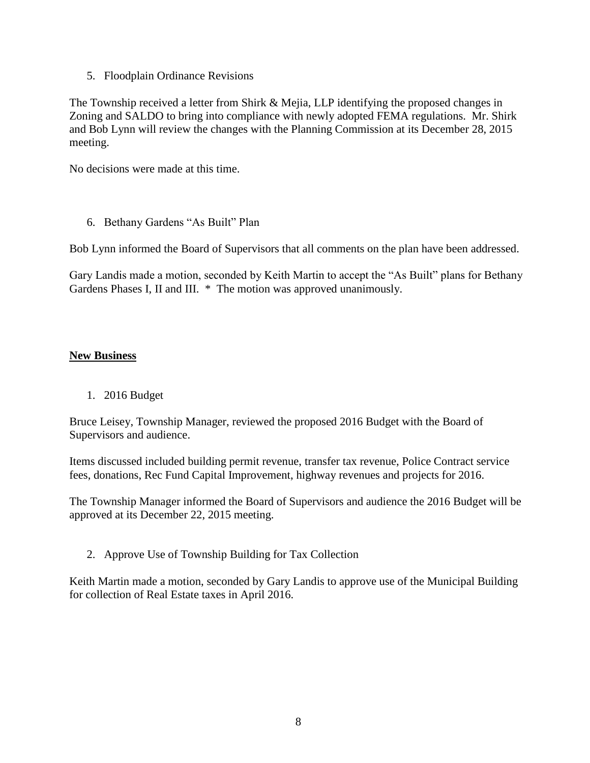5. Floodplain Ordinance Revisions

The Township received a letter from Shirk & Mejia, LLP identifying the proposed changes in Zoning and SALDO to bring into compliance with newly adopted FEMA regulations. Mr. Shirk and Bob Lynn will review the changes with the Planning Commission at its December 28, 2015 meeting.

No decisions were made at this time.

6. Bethany Gardens "As Built" Plan

Bob Lynn informed the Board of Supervisors that all comments on the plan have been addressed.

Gary Landis made a motion, seconded by Keith Martin to accept the "As Built" plans for Bethany Gardens Phases I, II and III. * The motion was approved unanimously.

**New Business**

1. 2016 Budget

Bruce Leisey, Township Manager, reviewed the proposed 2016 Budget with the Board of Supervisors and audience.

Items discussed included building permit revenue, transfer tax revenue, Police Contract service fees, donations, Rec Fund Capital Improvement, highway revenues and projects for 2016.

The Township Manager informed the Board of Supervisors and audience the 2016 Budget will be approved at its December 22, 2015 meeting.

2. Approve Use of Township Building for Tax Collection

Keith Martin made a motion, seconded by Gary Landis to approve use of the Municipal Building for collection of Real Estate taxes in April 2016.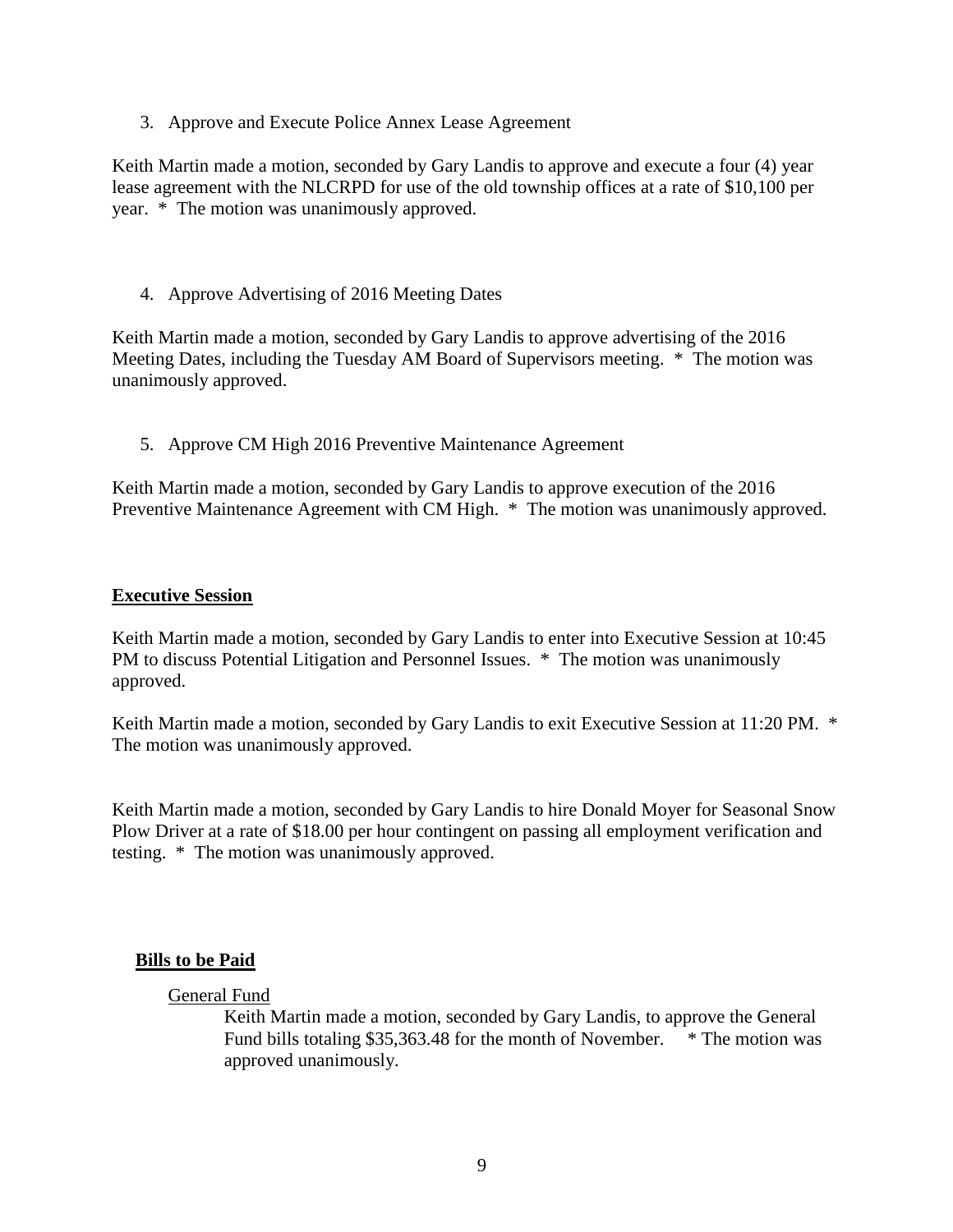3. Approve and Execute Police Annex Lease Agreement

Keith Martin made a motion, seconded by Gary Landis to approve and execute a four (4) year lease agreement with the NLCRPD for use of the old township offices at a rate of $10,100 per year. * The motion was unanimously approved.

4. Approve Advertising of 2016 Meeting Dates

Keith Martin made a motion, seconded by Gary Landis to approve advertising of the 2016 Meeting Dates, including the Tuesday AM Board of Supervisors meeting. * The motion was unanimously approved.

5. Approve CM High 2016 Preventive Maintenance Agreement

Keith Martin made a motion, seconded by Gary Landis to approve execution of the 2016 Preventive Maintenance Agreement with CM High. * The motion was unanimously approved.

## Executive Session

Keith Martin made a motion, seconded by Gary Landis to enter into Executive Session at 10:45 PM to discuss Potential Litigation and Personnel Issues. * The motion was unanimously approved.

Keith Martin made a motion, seconded by Gary Landis to exit Executive Session at 11:20 PM. * The motion was unanimously approved.

Keith Martin made a motion, seconded by Gary Landis to hire Donald Moyer for Seasonal Snow Plow Driver at a rate of $18.00 per hour contingent on passing all employment verification and testing. * The motion was unanimously approved.

## Bills to be Paid

General Fund

Keith Martin made a motion, seconded by Gary Landis, to approve the General Fund bills totaling $35,363.48 for the month of November. * The motion was approved unanimously.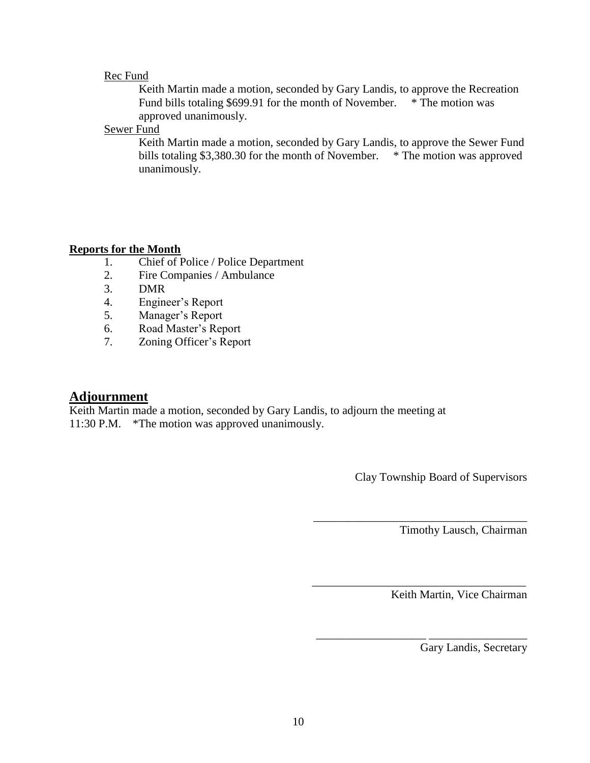Rec Fund

Keith Martin made a motion, seconded by Gary Landis, to approve the Recreation Fund bills totaling $699.91 for the month of November. * The motion was approved unanimously.

Sewer Fund

Keith Martin made a motion, seconded by Gary Landis, to approve the Sewer Fund bills totaling $3,380.30 for the month of November. * The motion was approved unanimously.

**Reports for the Month**

1. Chief of Police / Police Department
2. Fire Companies / Ambulance
3. DMR
4. Engineer's Report
5. Manager's Report
6. Road Master's Report
7. Zoning Officer's Report

## Adjournment

Keith Martin made a motion, seconded by Gary Landis, to adjourn the meeting at 11:30 P.M. *The motion was approved unanimously.

Clay Township Board of Supervisors

_______________________________________
Timothy Lausch, Chairman

_______________________________________
Keith Martin, Vice Chairman

_______________________________________
Gary Landis, Secretary